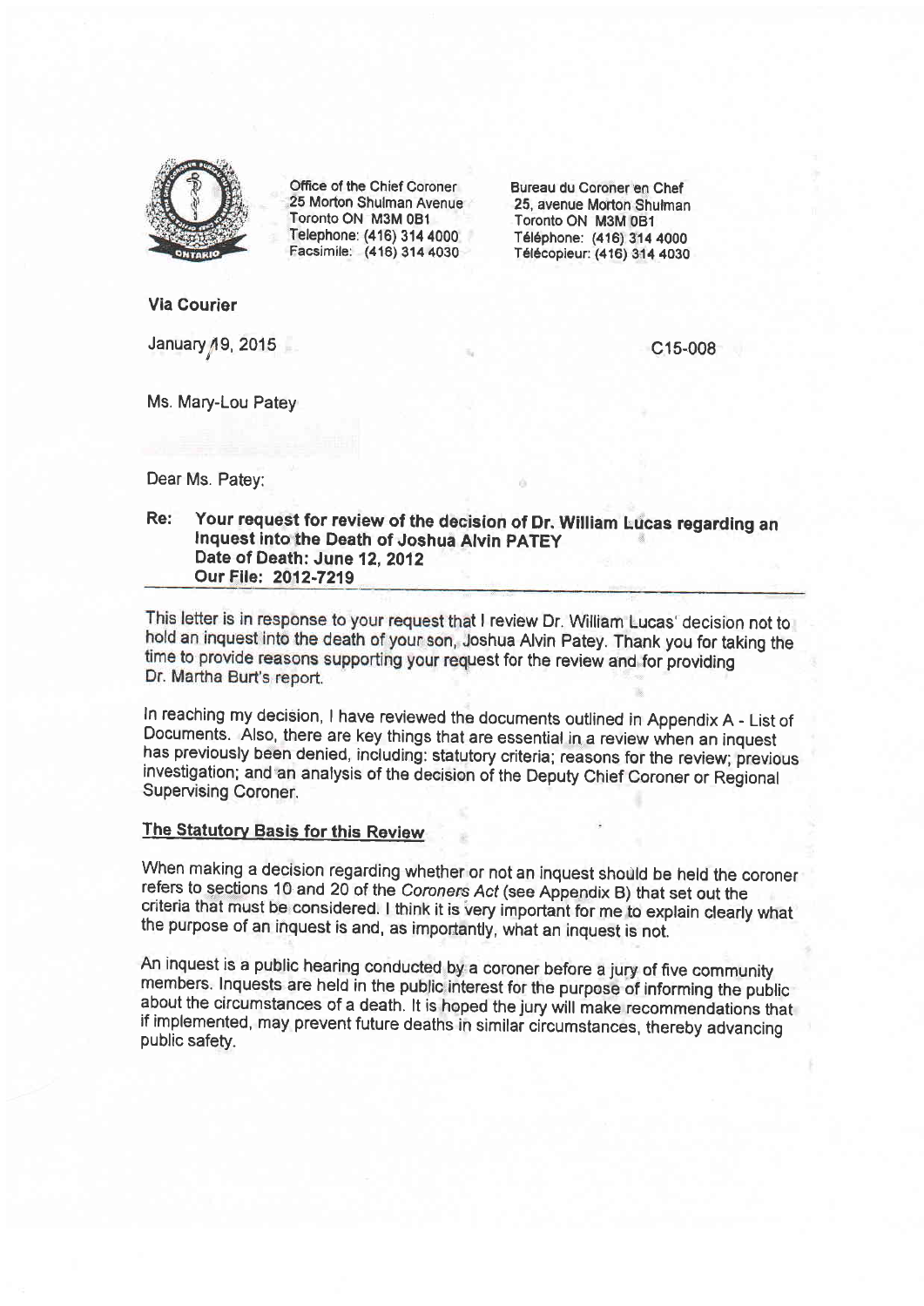Office of the Chief Coroner
25 Morton Shulman Avenue
Toronto ON M3M 0B1
Telephone: (416) 314 4000
Facsimile: (416) 314 4030

Bureau du Coroner en Chef
25, avenue Morton Shulman
Toronto ON M3M 0B1
Téléphone: (416) 314 4000
Télécopieur: (416) 314 4030

**Via Courier**

January 19, 2015

C15-008

Ms. Mary-Lou Patey

Dear Ms. Patey:

**Re: Your request for review of the decision of Dr. William Lucas regarding an Inquest into the Death of Joshua Alvin PATEY**
**Date of Death: June 12, 2012**
**Our File: 2012-7219**

This letter is in response to your request that I review Dr. William Lucas' decision not to hold an inquest into the death of your son, Joshua Alvin Patey. Thank you for taking the time to provide reasons supporting your request for the review and for providing Dr. Martha Burt's report.

In reaching my decision, I have reviewed the documents outlined in Appendix A - List of Documents. Also, there are key things that are essential in a review when an inquest has previously been denied, including: statutory criteria; reasons for the review; previous investigation; and an analysis of the decision of the Deputy Chief Coroner or Regional Supervising Coroner.

## The Statutory Basis for this Review

When making a decision regarding whether or not an inquest should be held the coroner refers to sections 10 and 20 of the *Coroners Act* (see Appendix B) that set out the criteria that must be considered. I think it is very important for me to explain clearly what the purpose of an inquest is and, as importantly, what an inquest is not.

An inquest is a public hearing conducted by a coroner before a jury of five community members. Inquests are held in the public interest for the purpose of informing the public about the circumstances of a death. It is hoped the jury will make recommendations that if implemented, may prevent future deaths in similar circumstances, thereby advancing public safety.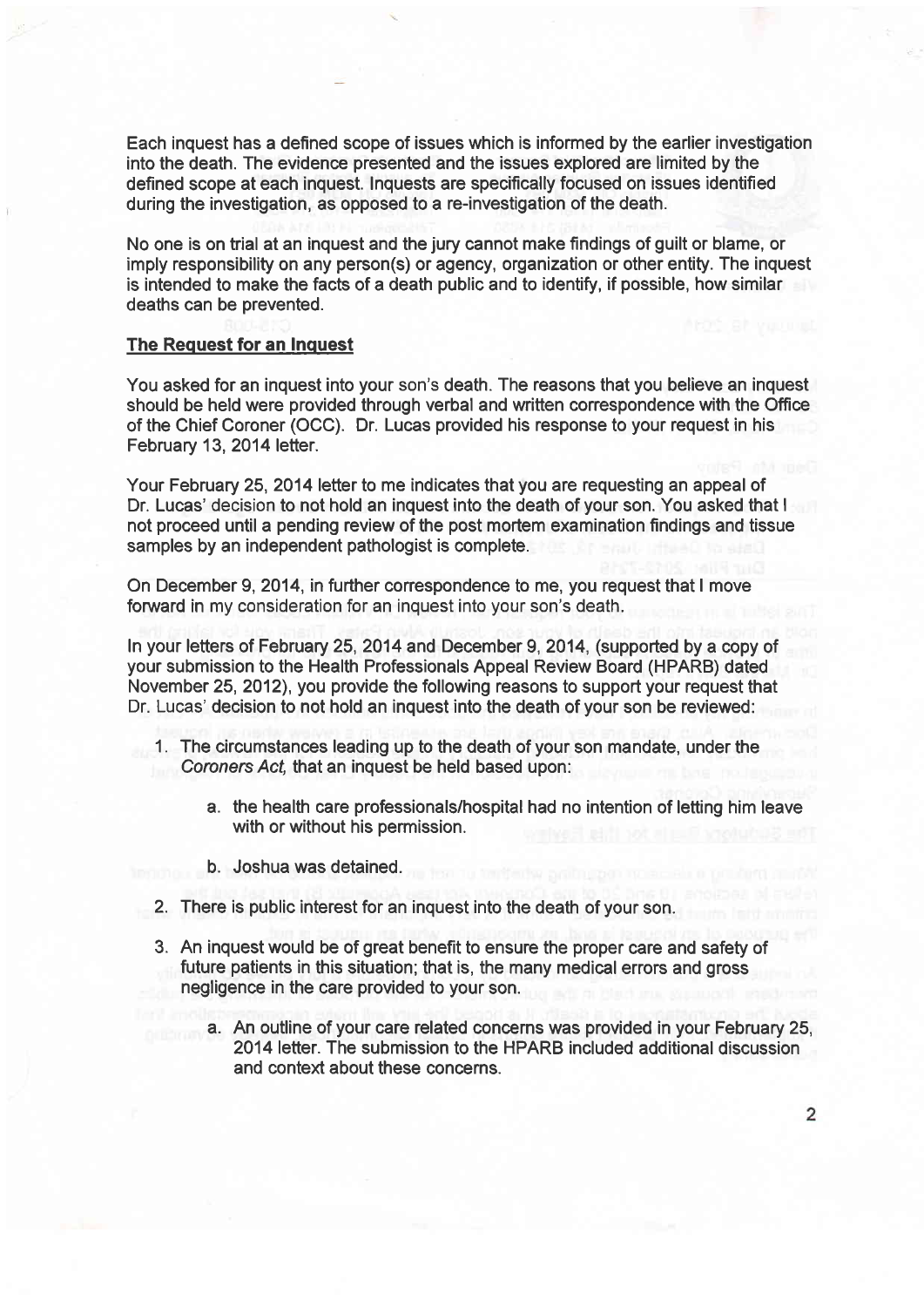Each inquest has a defined scope of issues which is informed by the earlier investigation into the death. The evidence presented and the issues explored are limited by the defined scope at each inquest. Inquests are specifically focused on issues identified during the investigation, as opposed to a re-investigation of the death.

No one is on trial at an inquest and the jury cannot make findings of guilt or blame, or imply responsibility on any person(s) or agency, organization or other entity. The inquest is intended to make the facts of a death public and to identify, if possible, how similar deaths can be prevented.

## The Request for an Inquest

You asked for an inquest into your son's death. The reasons that you believe an inquest should be held were provided through verbal and written correspondence with the Office of the Chief Coroner (OCC). Dr. Lucas provided his response to your request in his February 13, 2014 letter.

Your February 25, 2014 letter to me indicates that you are requesting an appeal of Dr. Lucas' decision to not hold an inquest into the death of your son. You asked that I not proceed until a pending review of the post mortem examination findings and tissue samples by an independent pathologist is complete.

On December 9, 2014, in further correspondence to me, you request that I move forward in my consideration for an inquest into your son's death.

In your letters of February 25, 2014 and December 9, 2014, (supported by a copy of your submission to the Health Professionals Appeal Review Board (HPARB) dated November 25, 2012), you provide the following reasons to support your request that Dr. Lucas' decision to not hold an inquest into the death of your son be reviewed:

1. The circumstances leading up to the death of your son mandate, under the *Coroners Act,* that an inquest be held based upon:
    a. the health care professionals/hospital had no intention of letting him leave with or without his permission.
    b. Joshua was detained.
2. There is public interest for an inquest into the death of your son.
3. An inquest would be of great benefit to ensure the proper care and safety of future patients in this situation; that is, the many medical errors and gross negligence in the care provided to your son.
    a. An outline of your care related concerns was provided in your February 25, 2014 letter. The submission to the HPARB included additional discussion and context about these concerns.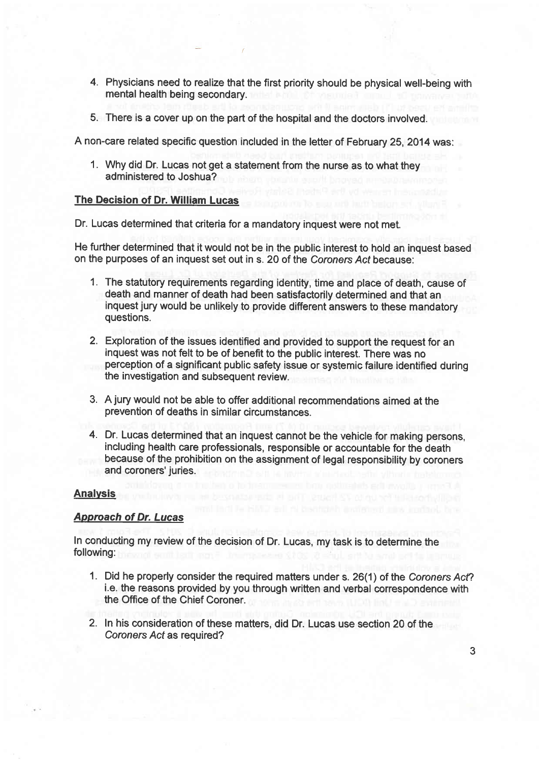4. Physicians need to realize that the first priority should be physical well-being with mental health being secondary.
5. There is a cover up on the part of the hospital and the doctors involved.

A non-care related specific question included in the letter of February 25, 2014 was:

1. Why did Dr. Lucas not get a statement from the nurse as to what they administered to Joshua?

## The Decision of Dr. William Lucas

Dr. Lucas determined that criteria for a mandatory inquest were not met.

He further determined that it would not be in the public interest to hold an inquest based on the purposes of an inquest set out in s. 20 of the *Coroners Act* because:

1. The statutory requirements regarding identity, time and place of death, cause of death and manner of death had been satisfactorily determined and that an inquest jury would be unlikely to provide different answers to these mandatory questions.
2. Exploration of the issues identified and provided to support the request for an inquest was not felt to be of benefit to the public interest. There was no perception of a significant public safety issue or systemic failure identified during the investigation and subsequent review.
3. A jury would not be able to offer additional recommendations aimed at the prevention of deaths in similar circumstances.
4. Dr. Lucas determined that an inquest cannot be the vehicle for making persons, including health care professionals, responsible or accountable for the death because of the prohibition on the assignment of legal responsibility by coroners and coroners' juries.

## Analysis

### *Approach of Dr. Lucas*

In conducting my review of the decision of Dr. Lucas, my task is to determine the following:

1. Did he properly consider the required matters under s. 26(1) of the *Coroners Act*? i.e. the reasons provided by you through written and verbal correspondence with the Office of the Chief Coroner.
2. In his consideration of these matters, did Dr. Lucas use section 20 of the *Coroners Act* as required?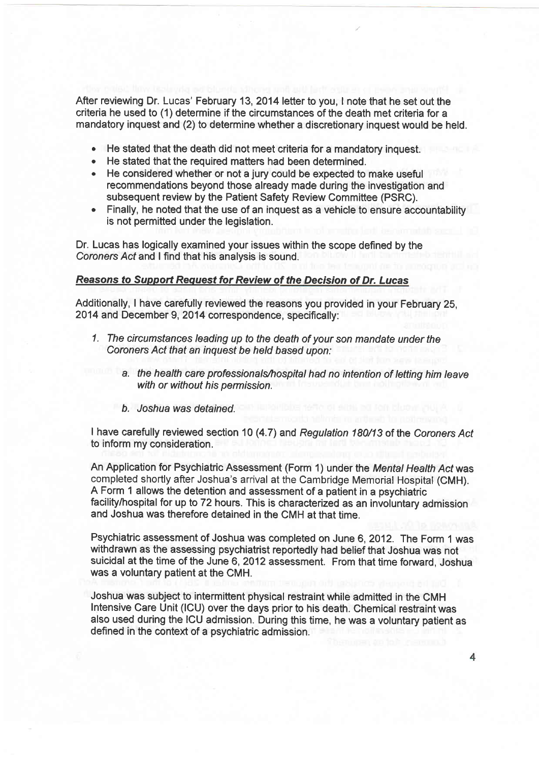After reviewing Dr. Lucas' February 13, 2014 letter to you, I note that he set out the criteria he used to (1) determine if the circumstances of the death met criteria for a mandatory inquest and (2) to determine whether a discretionary inquest would be held.

- He stated that the death did not meet criteria for a mandatory inquest.
- He stated that the required matters had been determined.
- He considered whether or not a jury could be expected to make useful recommendations beyond those already made during the investigation and subsequent review by the Patient Safety Review Committee (PSRC).
- Finally, he noted that the use of an inquest as a vehicle to ensure accountability is not permitted under the legislation.

Dr. Lucas has logically examined your issues within the scope defined by the *Coroners Act* and I find that his analysis is sound.

***Reasons to Support Request for Review of the Decision of Dr. Lucas***

Additionally, I have carefully reviewed the reasons you provided in your February 25, 2014 and December 9, 2014 correspondence, specifically:

1. *The circumstances leading up to the death of your son mandate under the Coroners Act that an inquest be held based upon:*

   a. *the health care professionals/hospital had no intention of letting him leave with or without his permission.*

   b. *Joshua was detained.*

I have carefully reviewed section 10 (4.7) and *Regulation 180/13* of the *Coroners Act* to inform my consideration.

An Application for Psychiatric Assessment (Form 1) under the *Mental Health Act* was completed shortly after Joshua's arrival at the Cambridge Memorial Hospital (CMH). A Form 1 allows the detention and assessment of a patient in a psychiatric facility/hospital for up to 72 hours. This is characterized as an involuntary admission and Joshua was therefore detained in the CMH at that time.

Psychiatric assessment of Joshua was completed on June 6, 2012. The Form 1 was withdrawn as the assessing psychiatrist reportedly had belief that Joshua was not suicidal at the time of the June 6, 2012 assessment. From that time forward, Joshua was a voluntary patient at the CMH.

Joshua was subject to intermittent physical restraint while admitted in the CMH Intensive Care Unit (ICU) over the days prior to his death. Chemical restraint was also used during the ICU admission. During this time, he was a voluntary patient as defined in the context of a psychiatric admission.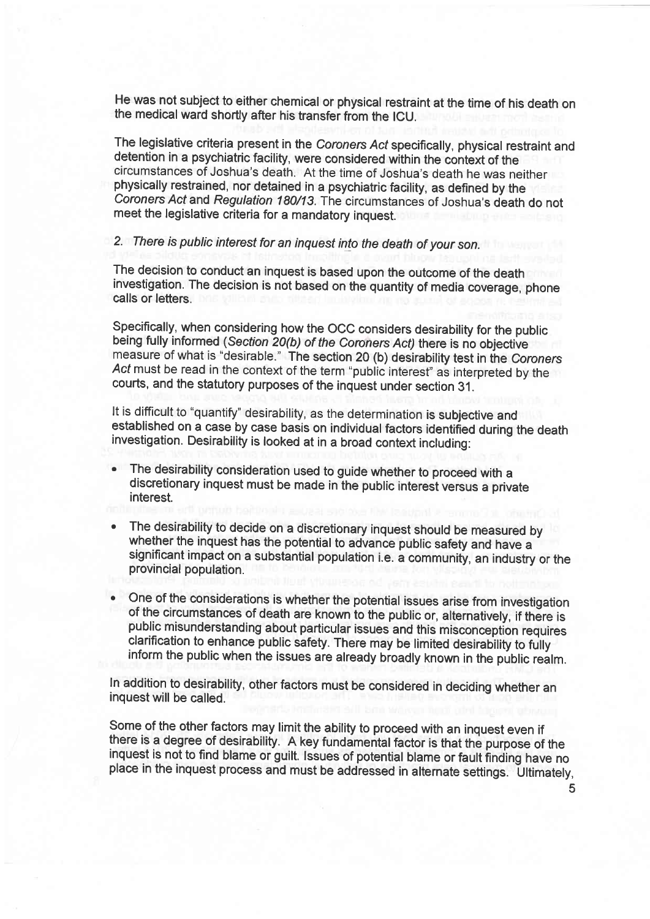He was not subject to either chemical or physical restraint at the time of his death on the medical ward shortly after his transfer from the ICU.

The legislative criteria present in the *Coroners Act* specifically, physical restraint and detention in a psychiatric facility, were considered within the context of the circumstances of Joshua's death. At the time of Joshua's death he was neither physically restrained, nor detained in a psychiatric facility, as defined by the *Coroners Act* and *Regulation 180/13*. The circumstances of Joshua's death do not meet the legislative criteria for a mandatory inquest.

2. *There is public interest for an inquest into the death of your son.*

The decision to conduct an inquest is based upon the outcome of the death investigation. The decision is not based on the quantity of media coverage, phone calls or letters.

Specifically, when considering how the OCC considers desirability for the public being fully informed (*Section 20(b) of the Coroners Act*) there is no objective measure of what is "desirable." The section 20 (b) desirability test in the *Coroners Act* must be read in the context of the term "public interest" as interpreted by the courts, and the statutory purposes of the inquest under section 31.

It is difficult to "quantify" desirability, as the determination is subjective and established on a case by case basis on individual factors identified during the death investigation. Desirability is looked at in a broad context including:

- The desirability consideration used to guide whether to proceed with a discretionary inquest must be made in the public interest versus a private interest.
- The desirability to decide on a discretionary inquest should be measured by whether the inquest has the potential to advance public safety and have a significant impact on a substantial population i.e. a community, an industry or the provincial population.
- One of the considerations is whether the potential issues arise from investigation of the circumstances of death are known to the public or, alternatively, if there is public misunderstanding about particular issues and this misconception requires clarification to enhance public safety. There may be limited desirability to fully inform the public when the issues are already broadly known in the public realm.

In addition to desirability, other factors must be considered in deciding whether an inquest will be called.

Some of the other factors may limit the ability to proceed with an inquest even if there is a degree of desirability. A key fundamental factor is that the purpose of the inquest is not to find blame or guilt. Issues of potential blame or fault finding have no place in the inquest process and must be addressed in alternate settings. Ultimately,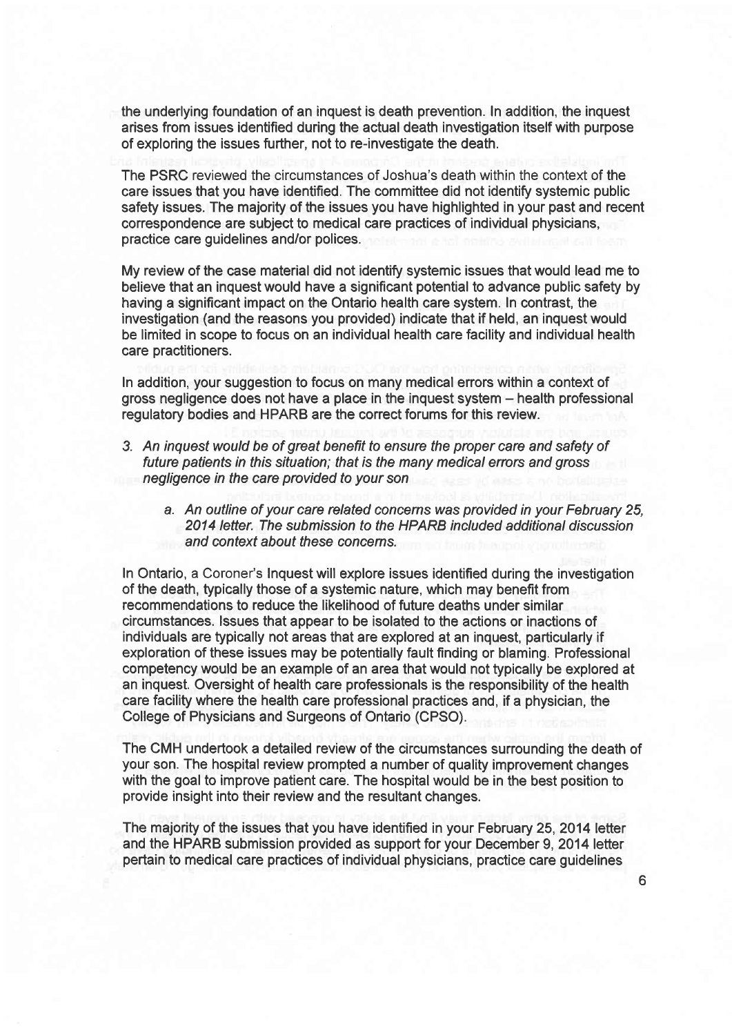the underlying foundation of an inquest is death prevention. In addition, the inquest arises from issues identified during the actual death investigation itself with purpose of exploring the issues further, not to re-investigate the death.

The PSRC reviewed the circumstances of Joshua's death within the context of the care issues that you have identified. The committee did not identify systemic public safety issues. The majority of the issues you have highlighted in your past and recent correspondence are subject to medical care practices of individual physicians, practice care guidelines and/or polices.

My review of the case material did not identify systemic issues that would lead me to believe that an inquest would have a significant potential to advance public safety by having a significant impact on the Ontario health care system. In contrast, the investigation (and the reasons you provided) indicate that if held, an inquest would be limited in scope to focus on an individual health care facility and individual health care practitioners.

In addition, your suggestion to focus on many medical errors within a context of gross negligence does not have a place in the inquest system – health professional regulatory bodies and HPARB are the correct forums for this review.

3. *An inquest would be of great benefit to ensure the proper care and safety of future patients in this situation; that is the many medical errors and gross negligence in the care provided to your son*

   a. *An outline of your care related concerns was provided in your February 25, 2014 letter. The submission to the HPARB included additional discussion and context about these concerns.*

In Ontario, a Coroner's Inquest will explore issues identified during the investigation of the death, typically those of a systemic nature, which may benefit from recommendations to reduce the likelihood of future deaths under similar circumstances. Issues that appear to be isolated to the actions or inactions of individuals are typically not areas that are explored at an inquest, particularly if exploration of these issues may be potentially fault finding or blaming. Professional competency would be an example of an area that would not typically be explored at an inquest. Oversight of health care professionals is the responsibility of the health care facility where the health care professional practices and, if a physician, the College of Physicians and Surgeons of Ontario (CPSO).

The CMH undertook a detailed review of the circumstances surrounding the death of your son. The hospital review prompted a number of quality improvement changes with the goal to improve patient care. The hospital would be in the best position to provide insight into their review and the resultant changes.

The majority of the issues that you have identified in your February 25, 2014 letter and the HPARB submission provided as support for your December 9, 2014 letter pertain to medical care practices of individual physicians, practice care guidelines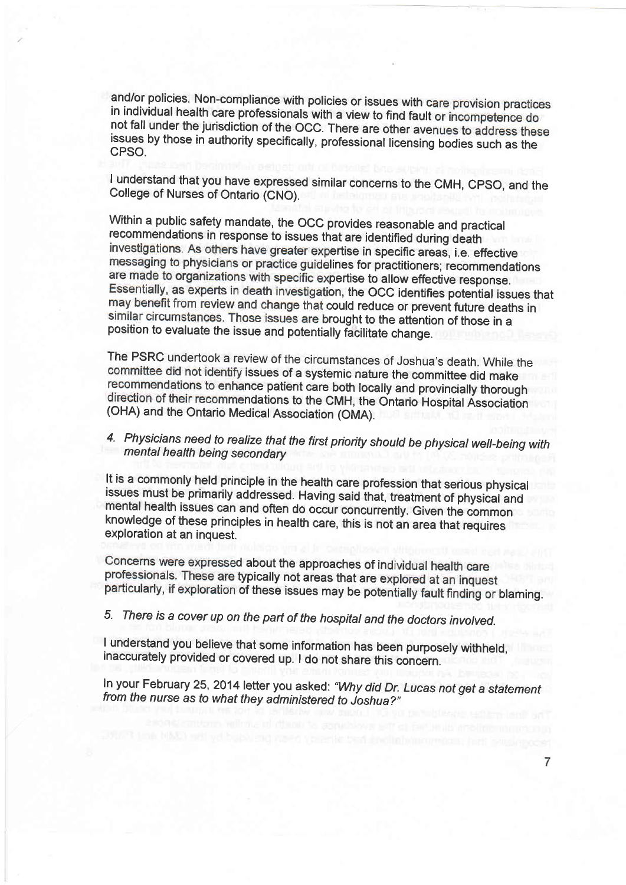and/or policies. Non-compliance with policies or issues with care provision practices in individual health care professionals with a view to find fault or incompetence do not fall under the jurisdiction of the OCC. There are other avenues to address these issues by those in authority specifically, professional licensing bodies such as the CPSO.

I understand that you have expressed similar concerns to the CMH, CPSO, and the College of Nurses of Ontario (CNO).

Within a public safety mandate, the OCC provides reasonable and practical recommendations in response to issues that are identified during death investigations. As others have greater expertise in specific areas, i.e. effective messaging to physicians or practice guidelines for practitioners; recommendations are made to organizations with specific expertise to allow effective response. Essentially, as experts in death investigation, the OCC identifies potential issues that may benefit from review and change that could reduce or prevent future deaths in similar circumstances. Those issues are brought to the attention of those in a position to evaluate the issue and potentially facilitate change.

The PSRC undertook a review of the circumstances of Joshua's death. While the committee did not identify issues of a systemic nature the committee did make recommendations to enhance patient care both locally and provincially thorough direction of their recommendations to the CMH, the Ontario Hospital Association (OHA) and the Ontario Medical Association (OMA).

4. *Physicians need to realize that the first priority should be physical well-being with mental health being secondary*

It is a commonly held principle in the health care profession that serious physical issues must be primarily addressed. Having said that, treatment of physical and mental health issues can and often do occur concurrently. Given the common knowledge of these principles in health care, this is not an area that requires exploration at an inquest.

Concerns were expressed about the approaches of individual health care professionals. These are typically not areas that are explored at an inquest particularly, if exploration of these issues may be potentially fault finding or blaming.

5. *There is a cover up on the part of the hospital and the doctors involved.*

I understand you believe that some information has been purposely withheld, inaccurately provided or covered up. I do not share this concern.

In your February 25, 2014 letter you asked: *"Why did Dr. Lucas not get a statement from the nurse as to what they administered to Joshua?"*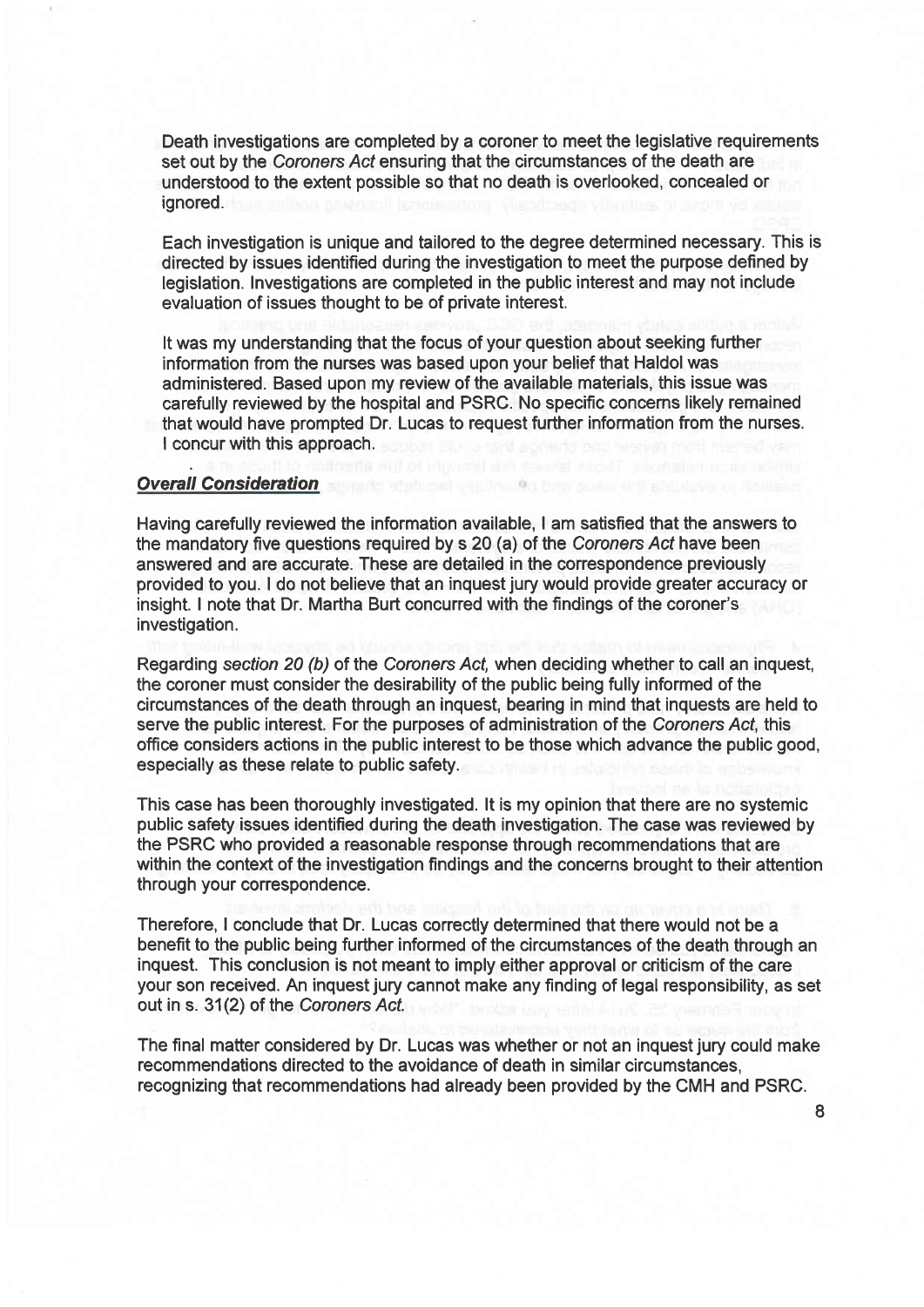Death investigations are completed by a coroner to meet the legislative requirements set out by the *Coroners Act* ensuring that the circumstances of the death are understood to the extent possible so that no death is overlooked, concealed or ignored.

Each investigation is unique and tailored to the degree determined necessary. This is directed by issues identified during the investigation to meet the purpose defined by legislation. Investigations are completed in the public interest and may not include evaluation of issues thought to be of private interest.

It was my understanding that the focus of your question about seeking further information from the nurses was based upon your belief that Haldol was administered. Based upon my review of the available materials, this issue was carefully reviewed by the hospital and PSRC. No specific concerns likely remained that would have prompted Dr. Lucas to request further information from the nurses. I concur with this approach.

***Overall Consideration***

Having carefully reviewed the information available, I am satisfied that the answers to the mandatory five questions required by s 20 (a) of the *Coroners Act* have been answered and are accurate. These are detailed in the correspondence previously provided to you. I do not believe that an inquest jury would provide greater accuracy or insight. I note that Dr. Martha Burt concurred with the findings of the coroner's investigation.

Regarding *section 20 (b)* of the *Coroners Act,* when deciding whether to call an inquest, the coroner must consider the desirability of the public being fully informed of the circumstances of the death through an inquest, bearing in mind that inquests are held to serve the public interest. For the purposes of administration of the *Coroners Act,* this office considers actions in the public interest to be those which advance the public good, especially as these relate to public safety.

This case has been thoroughly investigated. It is my opinion that there are no systemic public safety issues identified during the death investigation. The case was reviewed by the PSRC who provided a reasonable response through recommendations that are within the context of the investigation findings and the concerns brought to their attention through your correspondence.

Therefore, I conclude that Dr. Lucas correctly determined that there would not be a benefit to the public being further informed of the circumstances of the death through an inquest. This conclusion is not meant to imply either approval or criticism of the care your son received. An inquest jury cannot make any finding of legal responsibility, as set out in s. 31(2) of the *Coroners Act.*

The final matter considered by Dr. Lucas was whether or not an inquest jury could make recommendations directed to the avoidance of death in similar circumstances, recognizing that recommendations had already been provided by the CMH and PSRC.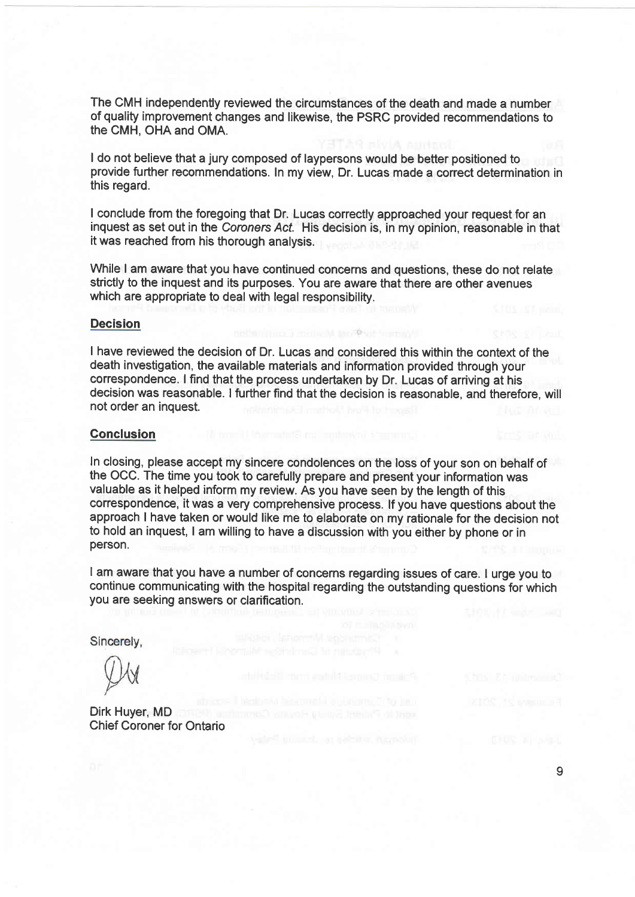The CMH independently reviewed the circumstances of the death and made a number of quality improvement changes and likewise, the PSRC provided recommendations to the CMH, OHA and OMA.

I do not believe that a jury composed of laypersons would be better positioned to provide further recommendations. In my view, Dr. Lucas made a correct determination in this regard.

I conclude from the foregoing that Dr. Lucas correctly approached your request for an inquest as set out in the *Coroners Act*. His decision is, in my opinion, reasonable in that it was reached from his thorough analysis.

While I am aware that you have continued concerns and questions, these do not relate strictly to the inquest and its purposes. You are aware that there are other avenues which are appropriate to deal with legal responsibility.

## Decision

I have reviewed the decision of Dr. Lucas and considered this within the context of the death investigation, the available materials and information provided through your correspondence. I find that the process undertaken by Dr. Lucas of arriving at his decision was reasonable. I further find that the decision is reasonable, and therefore, will not order an inquest.

## Conclusion

In closing, please accept my sincere condolences on the loss of your son on behalf of the OCC. The time you took to carefully prepare and present your information was valuable as it helped inform my review. As you have seen by the length of this correspondence, it was a very comprehensive process. If you have questions about the approach I have taken or would like me to elaborate on my rationale for the decision not to hold an inquest, I am willing to have a discussion with you either by phone or in person.

I am aware that you have a number of concerns regarding issues of care. I urge you to continue communicating with the hospital regarding the outstanding questions for which you are seeking answers or clarification.

Sincerely,

Dirk Huyer, MD
Chief Coroner for Ontario